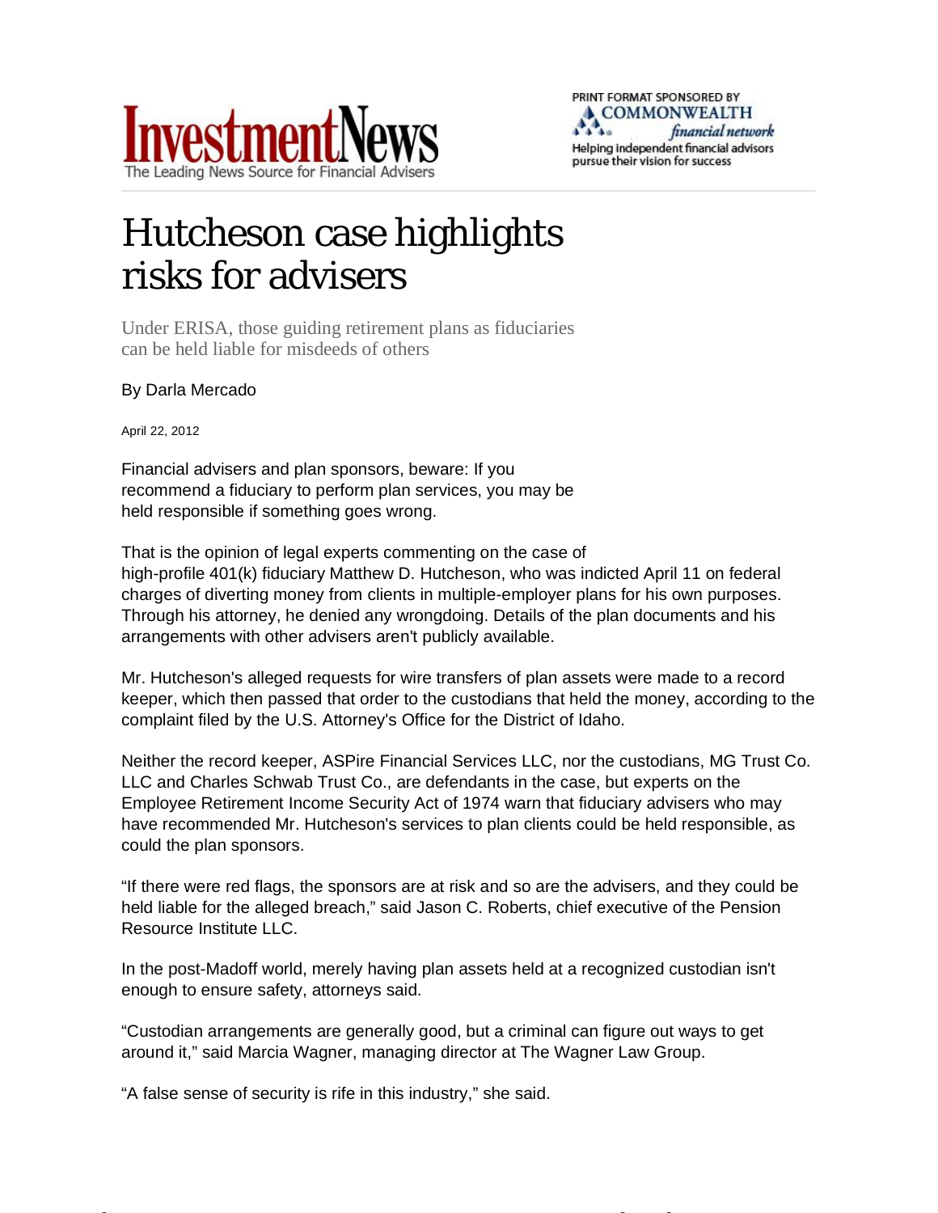# Hutcheson case highlights risks for advisers

Under ERISA, those guiding retirement plans as fiduciaries can be held liable for misdeeds of others

By Darla Mercado

April 22, 2012

Financial advisers and plan sponsors, beware: If you recommend a fiduciary to perform plan services, you may be held responsible if something goes wrong.

That is the opinion of legal experts commenting on the case of high-profile 401(k) fiduciary Matthew D. Hutcheson, who was indicted April 11 on federal charges of diverting money from clients in multiple-employer plans for his own purposes. Through his attorney, he denied any wrongdoing. Details of the plan documents and his arrangements with other advisers aren't publicly available.

Mr. Hutcheson's alleged requests for wire transfers of plan assets were made to a record keeper, which then passed that order to the custodians that held the money, according to the complaint filed by the U.S. Attorney's Office for the District of Idaho.

Neither the record keeper, ASPire Financial Services LLC, nor the custodians, MG Trust Co. LLC and Charles Schwab Trust Co., are defendants in the case, but experts on the Employee Retirement Income Security Act of 1974 warn that fiduciary advisers who may have recommended Mr. Hutcheson's services to plan clients could be held responsible, as could the plan sponsors.

"If there were red flags, the sponsors are at risk and so are the advisers, and they could be held liable for the alleged breach," said Jason C. Roberts, chief executive of the Pension Resource Institute LLC.

In the post-Madoff world, merely having plan assets held at a recognized custodian isn't enough to ensure safety, attorneys said.

"Custodian arrangements are generally good, but a criminal can figure out ways to get around it," said Marcia Wagner, managing director at The Wagner Law Group.

"A false sense of security is rife in this industry," she said.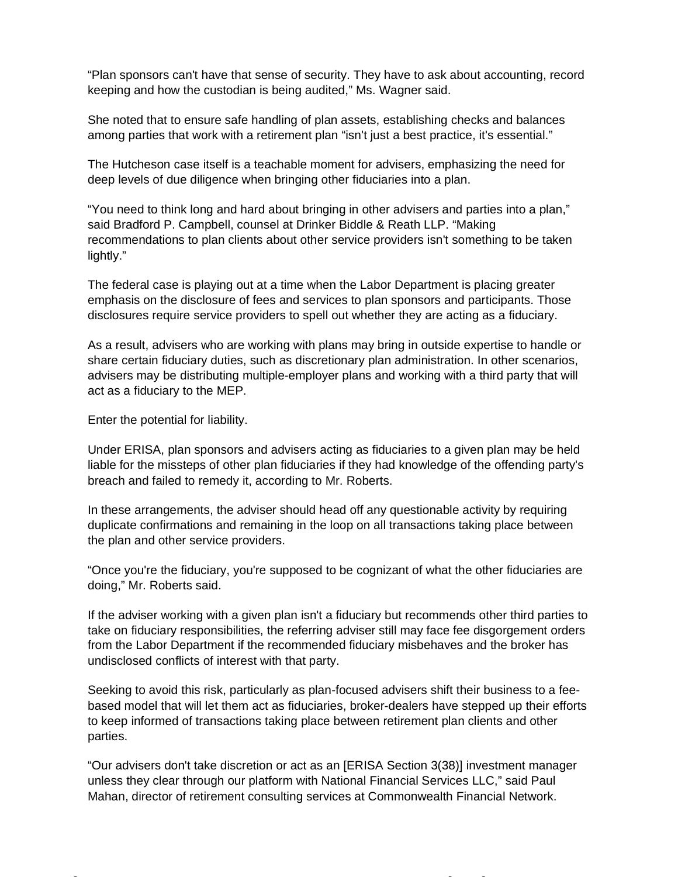"Plan sponsors can't have that sense of security. They have to ask about accounting, record keeping and how the custodian is being audited," Ms. Wagner said.

She noted that to ensure safe handling of plan assets, establishing checks and balances among parties that work with a retirement plan "isn't just a best practice, it's essential."

The Hutcheson case itself is a teachable moment for advisers, emphasizing the need for deep levels of due diligence when bringing other fiduciaries into a plan.

"You need to think long and hard about bringing in other advisers and parties into a plan," said Bradford P. Campbell, counsel at Drinker Biddle & Reath LLP. "Making recommendations to plan clients about other service providers isn't something to be taken lightly."

The federal case is playing out at a time when the Labor Department is placing greater emphasis on the disclosure of fees and services to plan sponsors and participants. Those disclosures require service providers to spell out whether they are acting as a fiduciary.

As a result, advisers who are working with plans may bring in outside expertise to handle or share certain fiduciary duties, such as discretionary plan administration. In other scenarios, advisers may be distributing multiple-employer plans and working with a third party that will act as a fiduciary to the MEP.

Enter the potential for liability.

Under ERISA, plan sponsors and advisers acting as fiduciaries to a given plan may be held liable for the missteps of other plan fiduciaries if they had knowledge of the offending party's breach and failed to remedy it, according to Mr. Roberts.

In these arrangements, the adviser should head off any questionable activity by requiring duplicate confirmations and remaining in the loop on all transactions taking place between the plan and other service providers.

"Once you're the fiduciary, you're supposed to be cognizant of what the other fiduciaries are doing," Mr. Roberts said.

If the adviser working with a given plan isn't a fiduciary but recommends other third parties to take on fiduciary responsibilities, the referring adviser still may face fee disgorgement orders from the Labor Department if the recommended fiduciary misbehaves and the broker has undisclosed conflicts of interest with that party.

Seeking to avoid this risk, particularly as plan-focused advisers shift their business to a fee-based model that will let them act as fiduciaries, broker-dealers have stepped up their efforts to keep informed of transactions taking place between retirement plan clients and other parties.

"Our advisers don't take discretion or act as an [ERISA Section 3(38)] investment manager unless they clear through our platform with National Financial Services LLC," said Paul Mahan, director of retirement consulting services at Commonwealth Financial Network.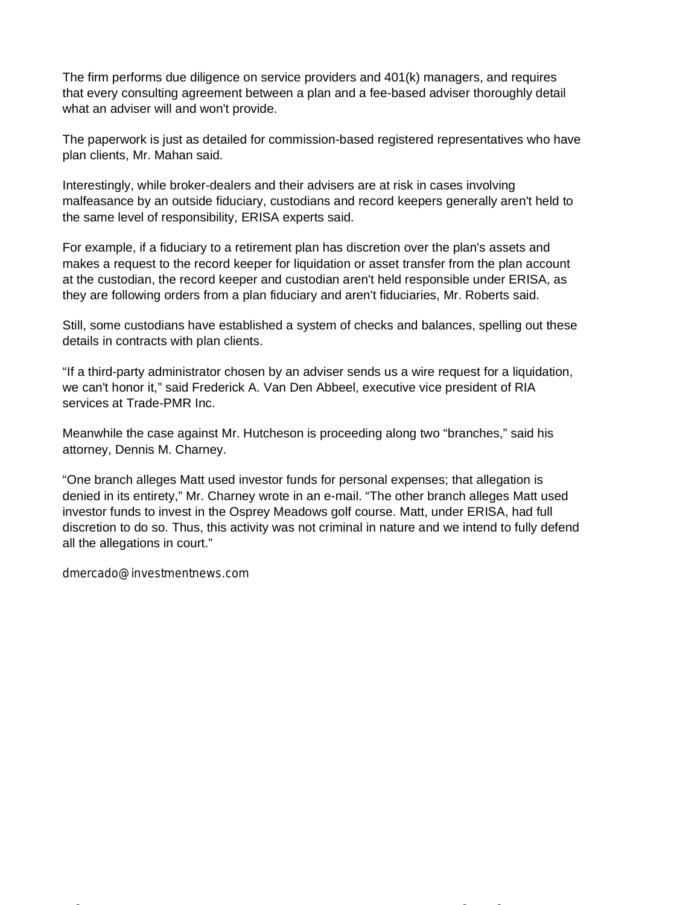The firm performs due diligence on service providers and 401(k) managers, and requires that every consulting agreement between a plan and a fee-based adviser thoroughly detail what an adviser will and won't provide.

The paperwork is just as detailed for commission-based registered representatives who have plan clients, Mr. Mahan said.

Interestingly, while broker-dealers and their advisers are at risk in cases involving malfeasance by an outside fiduciary, custodians and record keepers generally aren't held to the same level of responsibility, ERISA experts said.

For example, if a fiduciary to a retirement plan has discretion over the plan's assets and makes a request to the record keeper for liquidation or asset transfer from the plan account at the custodian, the record keeper and custodian aren't held responsible under ERISA, as they are following orders from a plan fiduciary and aren't fiduciaries, Mr. Roberts said.

Still, some custodians have established a system of checks and balances, spelling out these details in contracts with plan clients.

“If a third-party administrator chosen by an adviser sends us a wire request for a liquidation, we can't honor it,” said Frederick A. Van Den Abbeel, executive vice president of RIA services at Trade-PMR Inc.

Meanwhile the case against Mr. Hutcheson is proceeding along two “branches,” said his attorney, Dennis M. Charney.

“One branch alleges Matt used investor funds for personal expenses; that allegation is denied in its entirety,” Mr. Charney wrote in an e-mail. “The other branch alleges Matt used investor funds to invest in the Osprey Meadows golf course. Matt, under ERISA, had full discretion to do so. Thus, this activity was not criminal in nature and we intend to fully defend all the allegations in court.”

dmercado@investmentnews.com